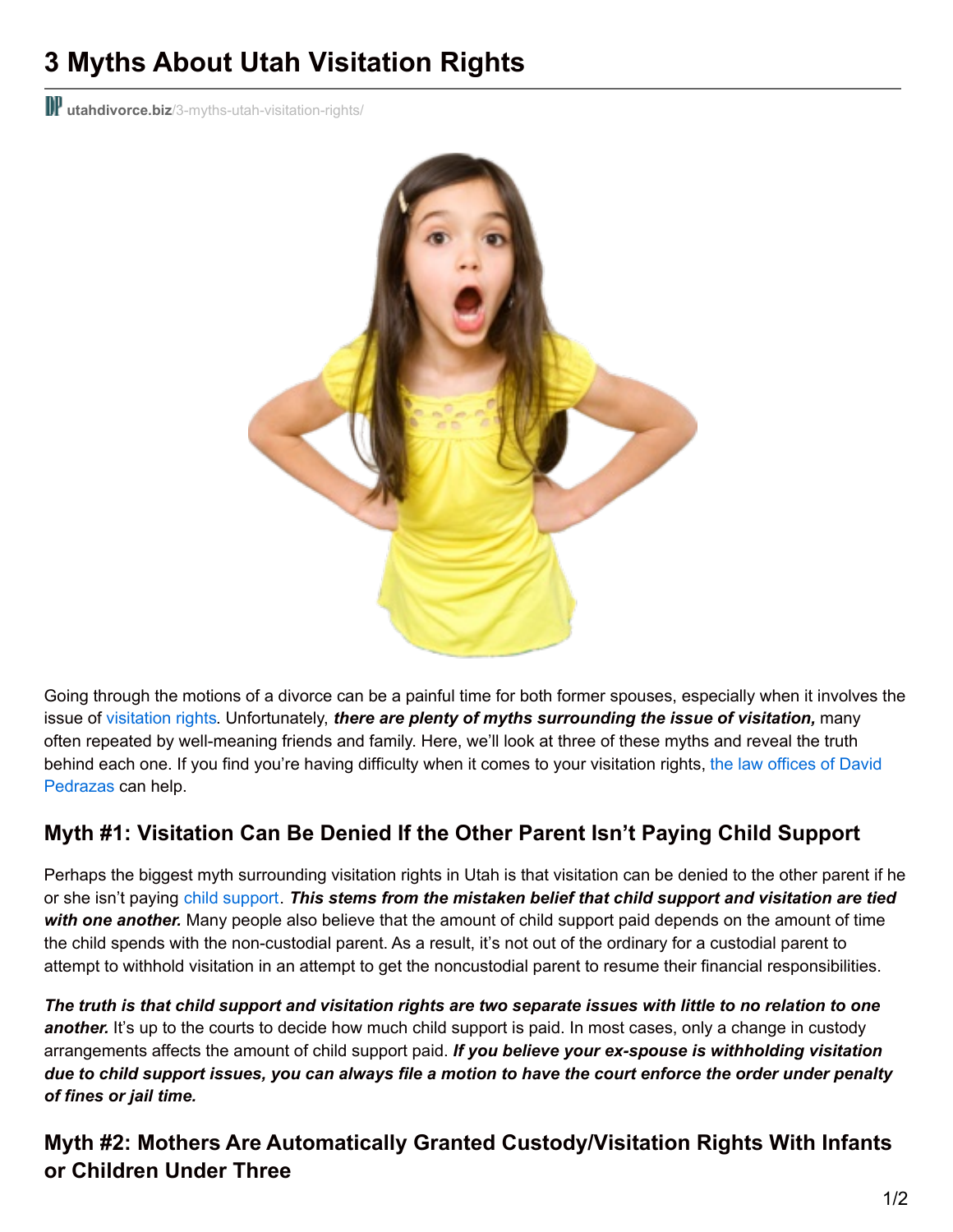# 3 Myths About Utah Visitation Rights

utahdivorce.biz/3-myths-utah-visitation-rights/

Going through the motions of a divorce can be a painful time for both former spouses, especially when it involves the issue of visitation rights. Unfortunately, ***there are plenty of myths surrounding the issue of visitation,*** many often repeated by well-meaning friends and family. Here, we'll look at three of these myths and reveal the truth behind each one. If you find you're having difficulty when it comes to your visitation rights, the law offices of David Pedrazas can help.

## Myth #1: Visitation Can Be Denied If the Other Parent Isn't Paying Child Support

Perhaps the biggest myth surrounding visitation rights in Utah is that visitation can be denied to the other parent if he or she isn't paying child support. ***This stems from the mistaken belief that child support and visitation are tied with one another.*** Many people also believe that the amount of child support paid depends on the amount of time the child spends with the non-custodial parent. As a result, it's not out of the ordinary for a custodial parent to attempt to withhold visitation in an attempt to get the noncustodial parent to resume their financial responsibilities.

***The truth is that child support and visitation rights are two separate issues with little to no relation to one another.*** It's up to the courts to decide how much child support is paid. In most cases, only a change in custody arrangements affects the amount of child support paid. ***If you believe your ex-spouse is withholding visitation due to child support issues, you can always file a motion to have the court enforce the order under penalty of fines or jail time.***

## Myth #2: Mothers Are Automatically Granted Custody/Visitation Rights With Infants or Children Under Three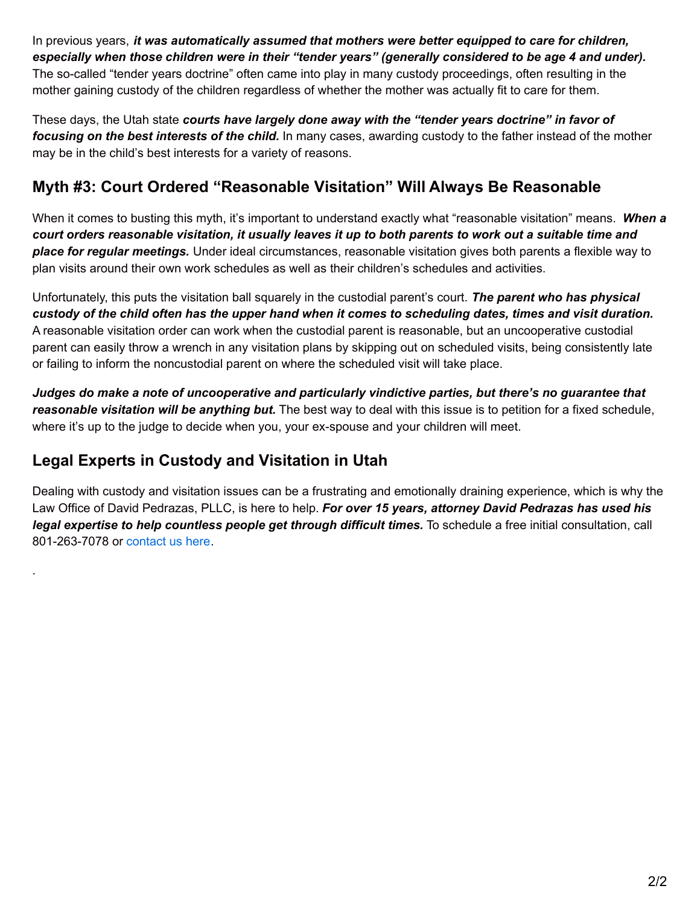In previous years, ***it was automatically assumed that mothers were better equipped to care for children, especially when those children were in their "tender years" (generally considered to be age 4 and under).*** The so-called "tender years doctrine" often came into play in many custody proceedings, often resulting in the mother gaining custody of the children regardless of whether the mother was actually fit to care for them.

These days, the Utah state ***courts have largely done away with the "tender years doctrine" in favor of focusing on the best interests of the child.*** In many cases, awarding custody to the father instead of the mother may be in the child's best interests for a variety of reasons.

## Myth #3: Court Ordered "Reasonable Visitation" Will Always Be Reasonable

When it comes to busting this myth, it's important to understand exactly what "reasonable visitation" means. ***When a court orders reasonable visitation, it usually leaves it up to both parents to work out a suitable time and place for regular meetings.*** Under ideal circumstances, reasonable visitation gives both parents a flexible way to plan visits around their own work schedules as well as their children's schedules and activities.

Unfortunately, this puts the visitation ball squarely in the custodial parent's court. ***The parent who has physical custody of the child often has the upper hand when it comes to scheduling dates, times and visit duration.*** A reasonable visitation order can work when the custodial parent is reasonable, but an uncooperative custodial parent can easily throw a wrench in any visitation plans by skipping out on scheduled visits, being consistently late or failing to inform the noncustodial parent on where the scheduled visit will take place.

***Judges do make a note of uncooperative and particularly vindictive parties, but there's no guarantee that reasonable visitation will be anything but.*** The best way to deal with this issue is to petition for a fixed schedule, where it's up to the judge to decide when you, your ex-spouse and your children will meet.

## Legal Experts in Custody and Visitation in Utah

Dealing with custody and visitation issues can be a frustrating and emotionally draining experience, which is why the Law Office of David Pedrazas, PLLC, is here to help. ***For over 15 years, attorney David Pedrazas has used his legal expertise to help countless people get through difficult times.*** To schedule a free initial consultation, call 801-263-7078 or contact us here.

.